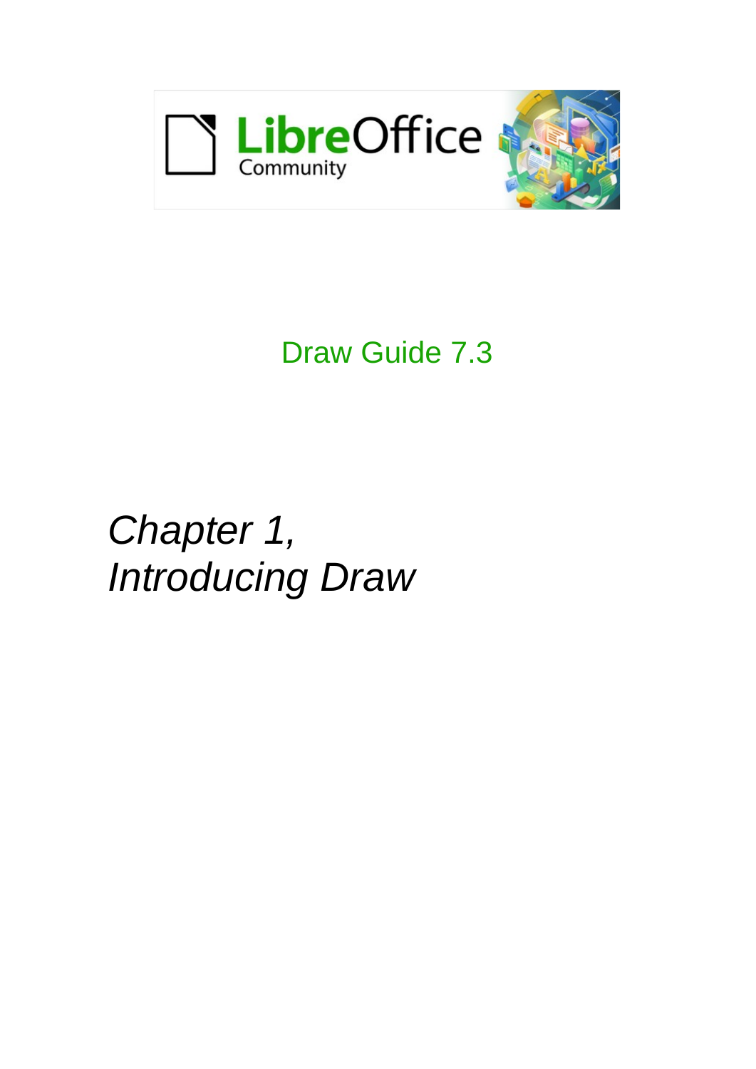Draw Guide 7.3

# *Chapter 1, Introducing Draw*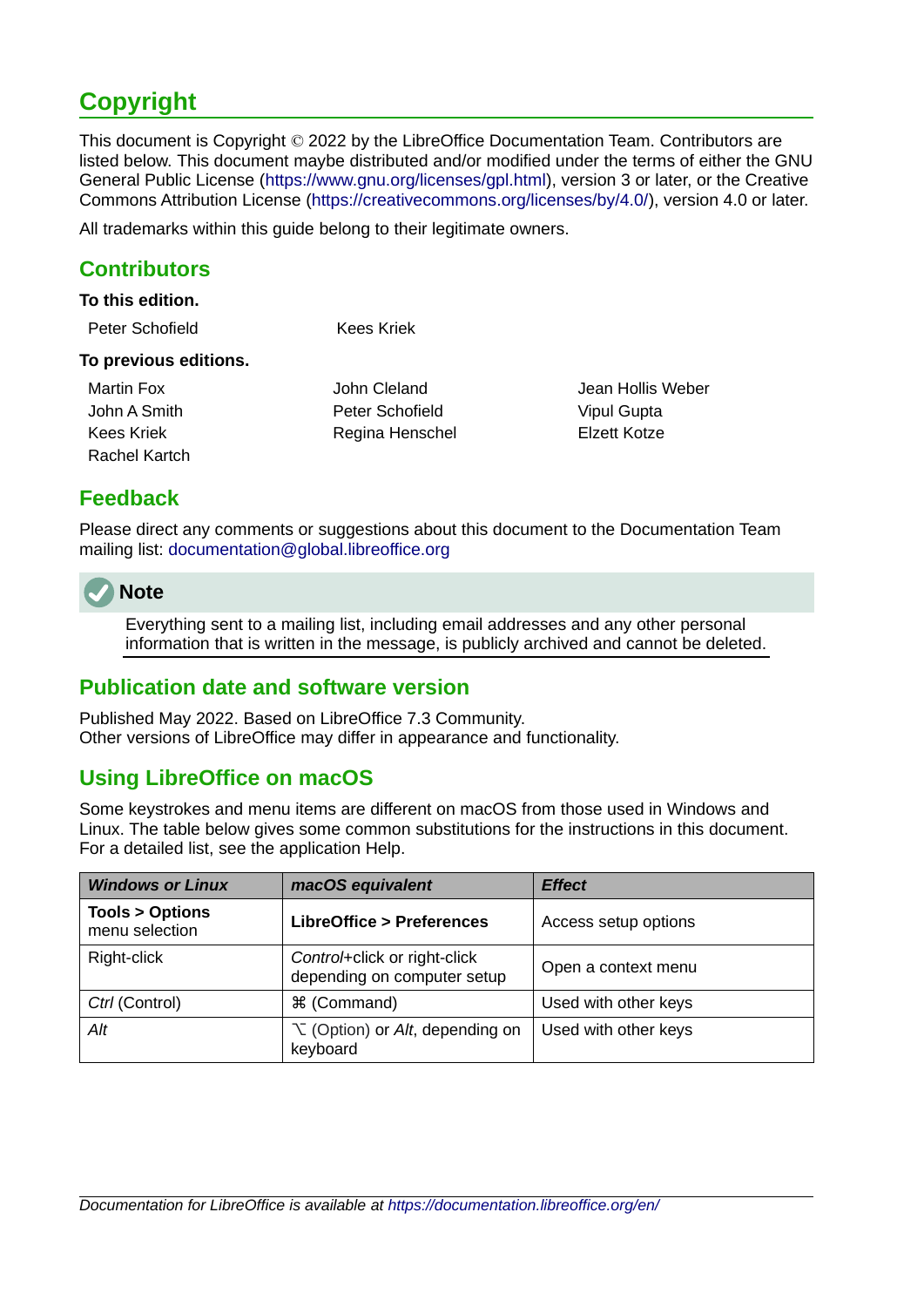# Copyright

This document is Copyright © 2022 by the LibreOffice Documentation Team. Contributors are listed below. This document maybe distributed and/or modified under the terms of either the GNU General Public License (https://www.gnu.org/licenses/gpl.html), version 3 or later, or the Creative Commons Attribution License (https://creativecommons.org/licenses/by/4.0/), version 4.0 or later.

All trademarks within this guide belong to their legitimate owners.

## Contributors

**To this edition.**

Peter Schofield
Kees Kriek

**To previous editions.**

Martin Fox
John A Smith
Kees Kriek
Rachel Kartch
John Cleland
Peter Schofield
Regina Henschel
Jean Hollis Weber
Vipul Gupta
Elzett Kotze

## Feedback

Please direct any comments or suggestions about this document to the Documentation Team mailing list: documentation@global.libreoffice.org

**Note**

Everything sent to a mailing list, including email addresses and any other personal information that is written in the message, is publicly archived and cannot be deleted.

## Publication date and software version

Published May 2022. Based on LibreOffice 7.3 Community.
Other versions of LibreOffice may differ in appearance and functionality.

## Using LibreOffice on macOS

Some keystrokes and menu items are different on macOS from those used in Windows and Linux. The table below gives some common substitutions for the instructions in this document. For a detailed list, see the application Help.

| *Windows or Linux* | *macOS equivalent* | *Effect* |
|---|---|---|
| **Tools > Options** menu selection | **LibreOffice > Preferences** | Access setup options |
| Right-click | *Control*+click or right-click depending on computer setup | Open a context menu |
| *Ctrl* (Control) | ⌘ (Command) | Used with other keys |
| *Alt* | ⌥ (Option) or *Alt*, depending on keyboard | Used with other keys |

*Documentation for LibreOffice is available at https://documentation.libreoffice.org/en/*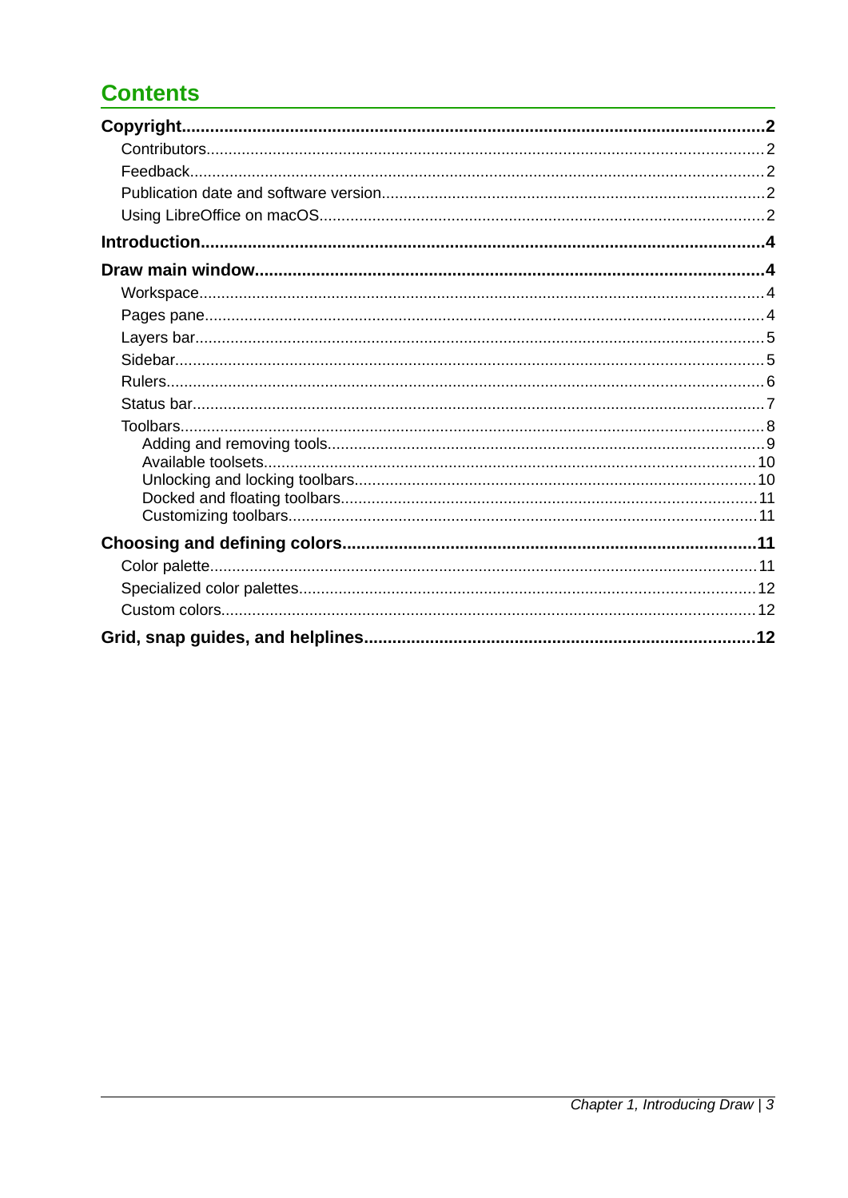# Contents

**Copyright** ..... **2**

- Contributors ..... 2
- Feedback ..... 2
- Publication date and software version ..... 2
- Using LibreOffice on macOS ..... 2

**Introduction** ..... **4**

**Draw main window** ..... **4**

- Workspace ..... 4
- Pages pane ..... 4
- Layers bar ..... 5
- Sidebar ..... 5
- Rulers ..... 6
- Status bar ..... 7
- Toolbars ..... 8
  - Adding and removing tools ..... 9
  - Available toolsets ..... 10
  - Unlocking and locking toolbars ..... 10
  - Docked and floating toolbars ..... 11
  - Customizing toolbars ..... 11

**Choosing and defining colors** ..... **11**

- Color palette ..... 11
- Specialized color palettes ..... 12
- Custom colors ..... 12

**Grid, snap guides, and helplines** ..... **12**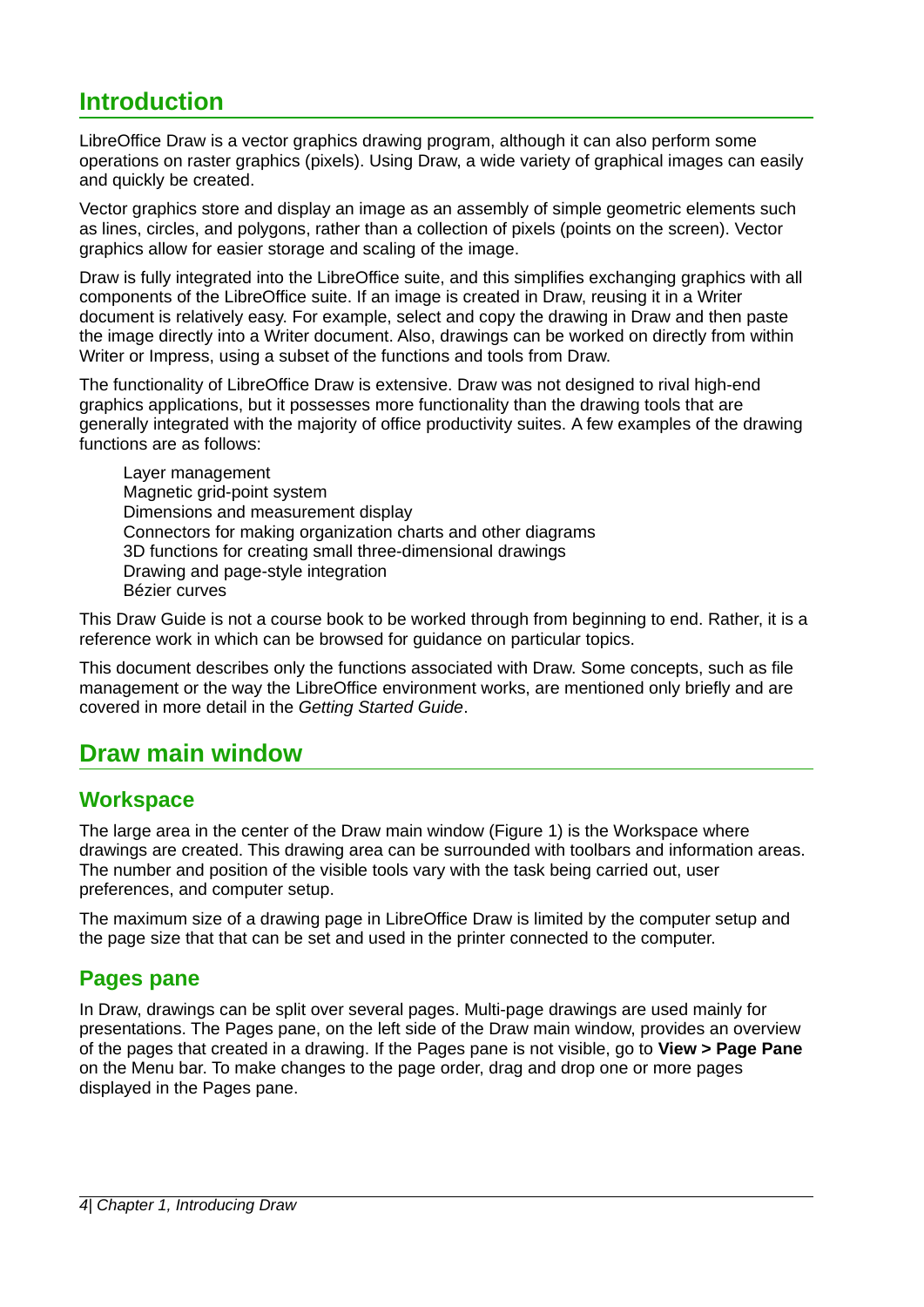# Introduction

LibreOffice Draw is a vector graphics drawing program, although it can also perform some operations on raster graphics (pixels). Using Draw, a wide variety of graphical images can easily and quickly be created.

Vector graphics store and display an image as an assembly of simple geometric elements such as lines, circles, and polygons, rather than a collection of pixels (points on the screen). Vector graphics allow for easier storage and scaling of the image.

Draw is fully integrated into the LibreOffice suite, and this simplifies exchanging graphics with all components of the LibreOffice suite. If an image is created in Draw, reusing it in a Writer document is relatively easy. For example, select and copy the drawing in Draw and then paste the image directly into a Writer document. Also, drawings can be worked on directly from within Writer or Impress, using a subset of the functions and tools from Draw.

The functionality of LibreOffice Draw is extensive. Draw was not designed to rival high-end graphics applications, but it possesses more functionality than the drawing tools that are generally integrated with the majority of office productivity suites. A few examples of the drawing functions are as follows:

- Layer management
- Magnetic grid-point system
- Dimensions and measurement display
- Connectors for making organization charts and other diagrams
- 3D functions for creating small three-dimensional drawings
- Drawing and page-style integration
- Bézier curves

This Draw Guide is not a course book to be worked through from beginning to end. Rather, it is a reference work in which can be browsed for guidance on particular topics.

This document describes only the functions associated with Draw. Some concepts, such as file management or the way the LibreOffice environment works, are mentioned only briefly and are covered in more detail in the *Getting Started Guide*.

# Draw main window

## Workspace

The large area in the center of the Draw main window (Figure 1) is the Workspace where drawings are created. This drawing area can be surrounded with toolbars and information areas. The number and position of the visible tools vary with the task being carried out, user preferences, and computer setup.

The maximum size of a drawing page in LibreOffice Draw is limited by the computer setup and the page size that that can be set and used in the printer connected to the computer.

## Pages pane

In Draw, drawings can be split over several pages. Multi-page drawings are used mainly for presentations. The Pages pane, on the left side of the Draw main window, provides an overview of the pages that created in a drawing. If the Pages pane is not visible, go to **View > Page Pane** on the Menu bar. To make changes to the page order, drag and drop one or more pages displayed in the Pages pane.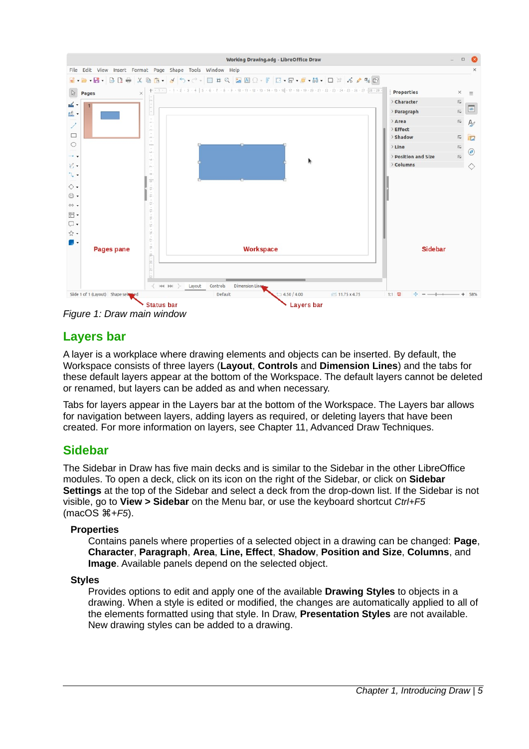*Figure 1: Draw main window*

## Layers bar

A layer is a workplace where drawing elements and objects can be inserted. By default, the Workspace consists of three layers (**Layout**, **Controls** and **Dimension Lines**) and the tabs for these default layers appear at the bottom of the Workspace. The default layers cannot be deleted or renamed, but layers can be added as and when necessary.

Tabs for layers appear in the Layers bar at the bottom of the Workspace. The Layers bar allows for navigation between layers, adding layers as required, or deleting layers that have been created. For more information on layers, see Chapter 11, Advanced Draw Techniques.

## Sidebar

The Sidebar in Draw has five main decks and is similar to the Sidebar in the other LibreOffice modules. To open a deck, click on its icon on the right of the Sidebar, or click on **Sidebar Settings** at the top of the Sidebar and select a deck from the drop-down list. If the Sidebar is not visible, go to **View > Sidebar** on the Menu bar, or use the keyboard shortcut *Ctrl+F5* (macOS *⌘+F5*).

**Properties**

Contains panels where properties of a selected object in a drawing can be changed: **Page**, **Character**, **Paragraph**, **Area**, **Line, Effect**, **Shadow**, **Position and Size**, **Columns**, and **Image**. Available panels depend on the selected object.

**Styles**

Provides options to edit and apply one of the available **Drawing Styles** to objects in a drawing. When a style is edited or modified, the changes are automatically applied to all of the elements formatted using that style. In Draw, **Presentation Styles** are not available. New drawing styles can be added to a drawing.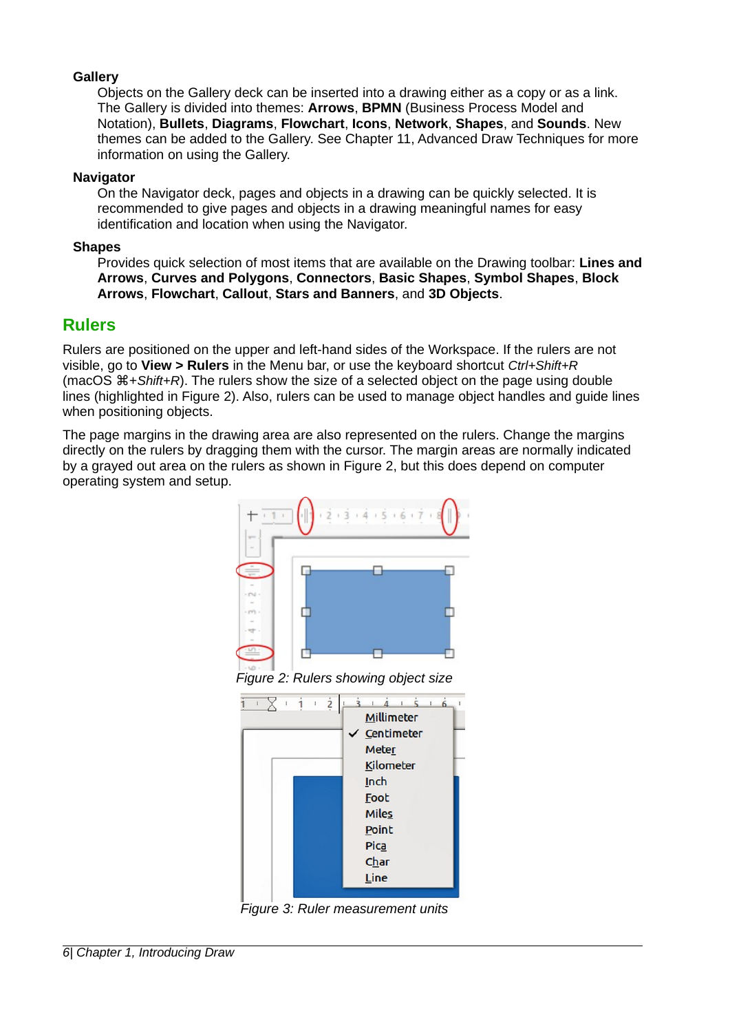**Gallery**

Objects on the Gallery deck can be inserted into a drawing either as a copy or as a link. The Gallery is divided into themes: **Arrows**, **BPMN** (Business Process Model and Notation), **Bullets**, **Diagrams**, **Flowchart**, **Icons**, **Network**, **Shapes**, and **Sounds**. New themes can be added to the Gallery. See Chapter 11, Advanced Draw Techniques for more information on using the Gallery.

**Navigator**

On the Navigator deck, pages and objects in a drawing can be quickly selected. It is recommended to give pages and objects in a drawing meaningful names for easy identification and location when using the Navigator.

**Shapes**

Provides quick selection of most items that are available on the Drawing toolbar: **Lines and Arrows**, **Curves and Polygons**, **Connectors**, **Basic Shapes**, **Symbol Shapes**, **Block Arrows**, **Flowchart**, **Callout**, **Stars and Banners**, and **3D Objects**.

## Rulers

Rulers are positioned on the upper and left-hand sides of the Workspace. If the rulers are not visible, go to **View > Rulers** in the Menu bar, or use the keyboard shortcut *Ctrl+Shift+R* (macOS ⌘*+Shift+R*). The rulers show the size of a selected object on the page using double lines (highlighted in Figure 2). Also, rulers can be used to manage object handles and guide lines when positioning objects.

The page margins in the drawing area are also represented on the rulers. Change the margins directly on the rulers by dragging them with the cursor. The margin areas are normally indicated by a grayed out area on the rulers as shown in Figure 2, but this does depend on computer operating system and setup.

*Figure 2: Rulers showing object size*

*Figure 3: Ruler measurement units*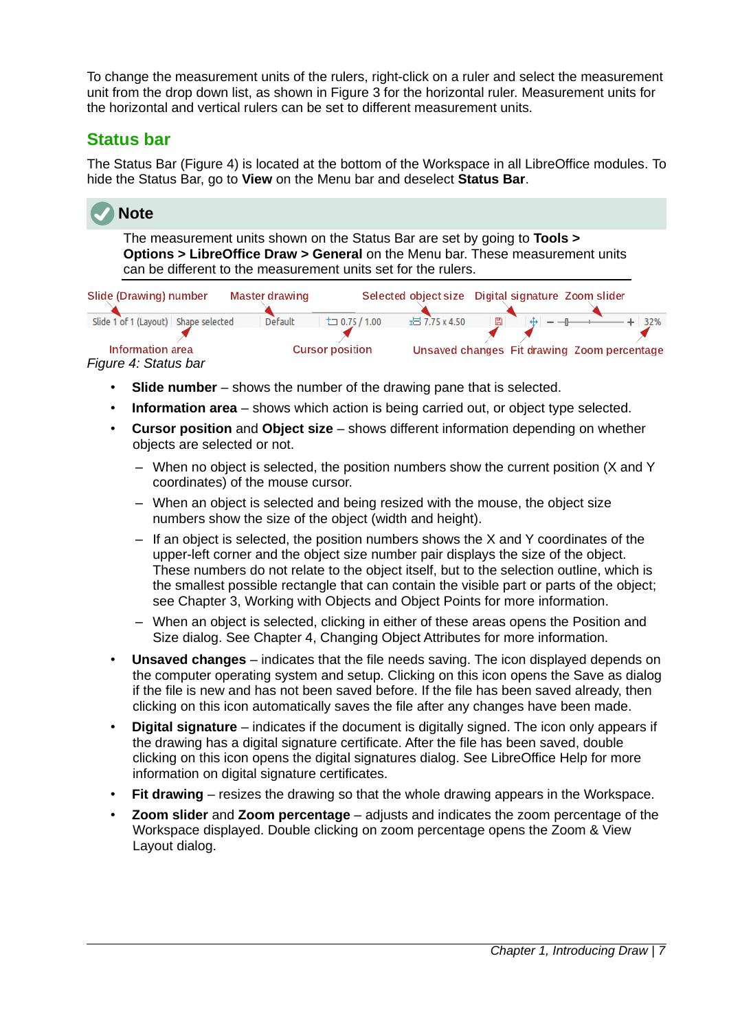To change the measurement units of the rulers, right-click on a ruler and select the measurement unit from the drop down list, as shown in Figure 3 for the horizontal ruler. Measurement units for the horizontal and vertical rulers can be set to different measurement units.

## Status bar

The Status Bar (Figure 4) is located at the bottom of the Workspace in all LibreOffice modules. To hide the Status Bar, go to **View** on the Menu bar and deselect **Status Bar**.

> **Note**
>
> The measurement units shown on the Status Bar are set by going to **Tools > Options > LibreOffice Draw > General** on the Menu bar. These measurement units can be different to the measurement units set for the rulers.

*Figure 4: Status bar*

- **Slide number** – shows the number of the drawing pane that is selected.
- **Information area** – shows which action is being carried out, or object type selected.
- **Cursor position** and **Object size** – shows different information depending on whether objects are selected or not.
  - When no object is selected, the position numbers show the current position (X and Y coordinates) of the mouse cursor.
  - When an object is selected and being resized with the mouse, the object size numbers show the size of the object (width and height).
  - If an object is selected, the position numbers shows the X and Y coordinates of the upper-left corner and the object size number pair displays the size of the object. These numbers do not relate to the object itself, but to the selection outline, which is the smallest possible rectangle that can contain the visible part or parts of the object; see Chapter 3, Working with Objects and Object Points for more information.
  - When an object is selected, clicking in either of these areas opens the Position and Size dialog. See Chapter 4, Changing Object Attributes for more information.
- **Unsaved changes** – indicates that the file needs saving. The icon displayed depends on the computer operating system and setup. Clicking on this icon opens the Save as dialog if the file is new and has not been saved before. If the file has been saved already, then clicking on this icon automatically saves the file after any changes have been made.
- **Digital signature** – indicates if the document is digitally signed. The icon only appears if the drawing has a digital signature certificate. After the file has been saved, double clicking on this icon opens the digital signatures dialog. See LibreOffice Help for more information on digital signature certificates.
- **Fit drawing** – resizes the drawing so that the whole drawing appears in the Workspace.
- **Zoom slider** and **Zoom percentage** – adjusts and indicates the zoom percentage of the Workspace displayed. Double clicking on zoom percentage opens the Zoom & View Layout dialog.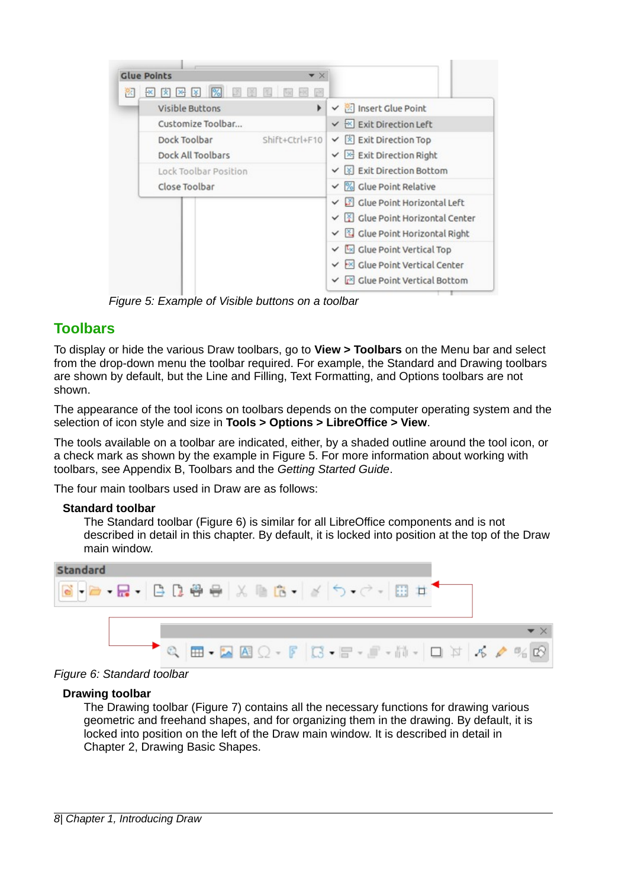Figure 5: Example of Visible buttons on a toolbar

## Toolbars

To display or hide the various Draw toolbars, go to **View > Toolbars** on the Menu bar and select from the drop-down menu the toolbar required. For example, the Standard and Drawing toolbars are shown by default, but the Line and Filling, Text Formatting, and Options toolbars are not shown.

The appearance of the tool icons on toolbars depends on the computer operating system and the selection of icon style and size in **Tools > Options > LibreOffice > View**.

The tools available on a toolbar are indicated, either, by a shaded outline around the tool icon, or a check mark as shown by the example in Figure 5. For more information about working with toolbars, see Appendix B, Toolbars and the *Getting Started Guide*.

The four main toolbars used in Draw are as follows:

**Standard toolbar**

The Standard toolbar (Figure 6) is similar for all LibreOffice components and is not described in detail in this chapter. By default, it is locked into position at the top of the Draw main window.

Figure 6: Standard toolbar

**Drawing toolbar**

The Drawing toolbar (Figure 7) contains all the necessary functions for drawing various geometric and freehand shapes, and for organizing them in the drawing. By default, it is locked into position on the left of the Draw main window. It is described in detail in Chapter 2, Drawing Basic Shapes.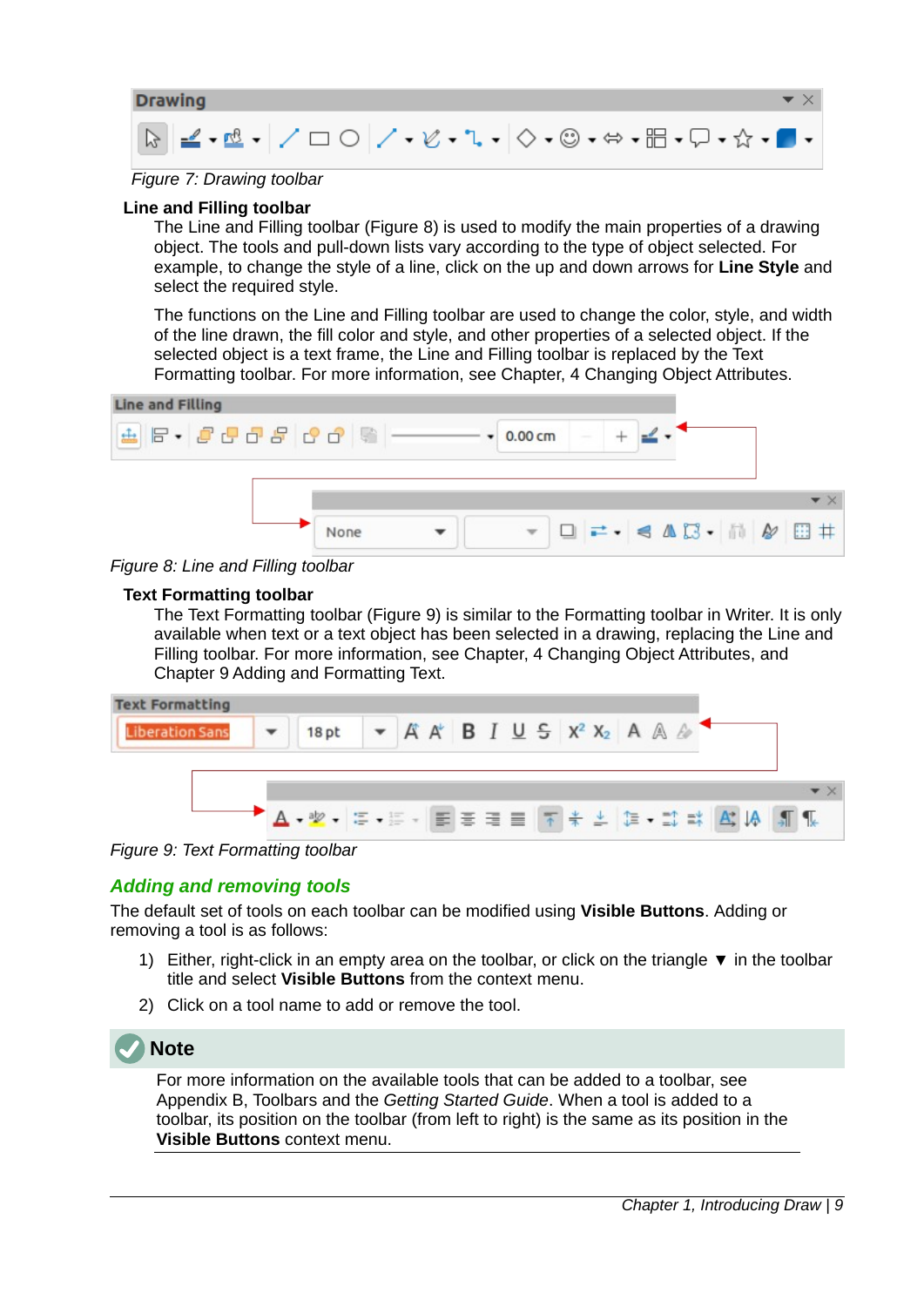Figure 7: Drawing toolbar

### Line and Filling toolbar

The Line and Filling toolbar (Figure 8) is used to modify the main properties of a drawing object. The tools and pull-down lists vary according to the type of object selected. For example, to change the style of a line, click on the up and down arrows for **Line Style** and select the required style.

The functions on the Line and Filling toolbar are used to change the color, style, and width of the line drawn, the fill color and style, and other properties of a selected object. If the selected object is a text frame, the Line and Filling toolbar is replaced by the Text Formatting toolbar. For more information, see Chapter, 4 Changing Object Attributes.

Figure 8: Line and Filling toolbar

### Text Formatting toolbar

The Text Formatting toolbar (Figure 9) is similar to the Formatting toolbar in Writer. It is only available when text or a text object has been selected in a drawing, replacing the Line and Filling toolbar. For more information, see Chapter, 4 Changing Object Attributes, and Chapter 9 Adding and Formatting Text.

Figure 9: Text Formatting toolbar

## *Adding and removing tools*

The default set of tools on each toolbar can be modified using **Visible Buttons**. Adding or removing a tool is as follows:

1) Either, right-click in an empty area on the toolbar, or click on the triangle ▼ in the toolbar title and select **Visible Buttons** from the context menu.
2) Click on a tool name to add or remove the tool.

**Note**

For more information on the available tools that can be added to a toolbar, see Appendix B, Toolbars and the *Getting Started Guide*. When a tool is added to a toolbar, its position on the toolbar (from left to right) is the same as its position in the **Visible Buttons** context menu.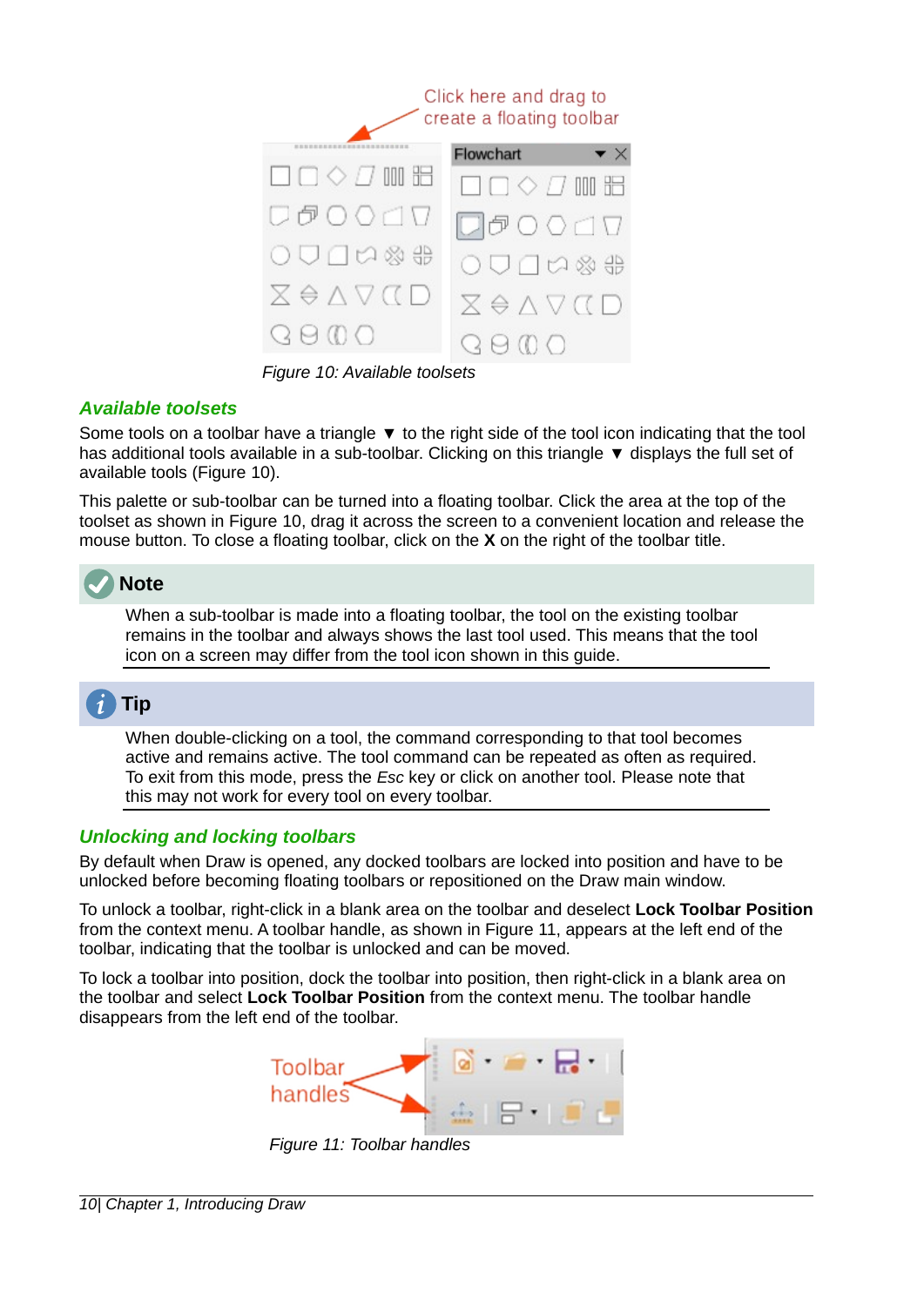Figure 10: Available toolsets

### Available toolsets

Some tools on a toolbar have a triangle ▼ to the right side of the tool icon indicating that the tool has additional tools available in a sub-toolbar. Clicking on this triangle ▼ displays the full set of available tools (Figure 10).

This palette or sub-toolbar can be turned into a floating toolbar. Click the area at the top of the toolset as shown in Figure 10, drag it across the screen to a convenient location and release the mouse button. To close a floating toolbar, click on the **X** on the right of the toolbar title.

**Note**

When a sub-toolbar is made into a floating toolbar, the tool on the existing toolbar remains in the toolbar and always shows the last tool used. This means that the tool icon on a screen may differ from the tool icon shown in this guide.

**Tip**

When double-clicking on a tool, the command corresponding to that tool becomes active and remains active. The tool command can be repeated as often as required. To exit from this mode, press the *Esc* key or click on another tool. Please note that this may not work for every tool on every toolbar.

### Unlocking and locking toolbars

By default when Draw is opened, any docked toolbars are locked into position and have to be unlocked before becoming floating toolbars or repositioned on the Draw main window.

To unlock a toolbar, right-click in a blank area on the toolbar and deselect **Lock Toolbar Position** from the context menu. A toolbar handle, as shown in Figure 11, appears at the left end of the toolbar, indicating that the toolbar is unlocked and can be moved.

To lock a toolbar into position, dock the toolbar into position, then right-click in a blank area on the toolbar and select **Lock Toolbar Position** from the context menu. The toolbar handle disappears from the left end of the toolbar.

Figure 11: Toolbar handles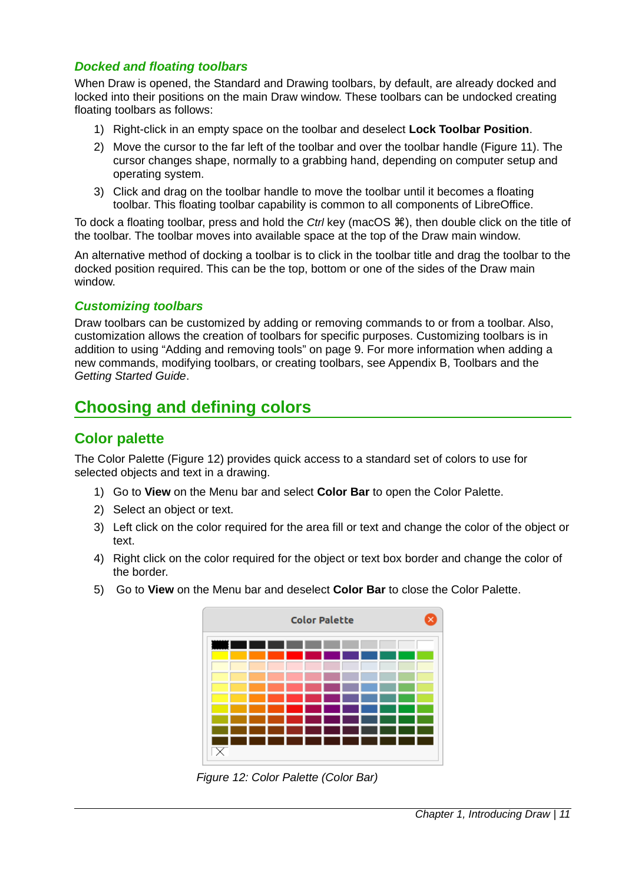### *Docked and floating toolbars*

When Draw is opened, the Standard and Drawing toolbars, by default, are already docked and locked into their positions on the main Draw window. These toolbars can be undocked creating floating toolbars as follows:

1) Right-click in an empty space on the toolbar and deselect **Lock Toolbar Position**.
2) Move the cursor to the far left of the toolbar and over the toolbar handle (Figure 11). The cursor changes shape, normally to a grabbing hand, depending on computer setup and operating system.
3) Click and drag on the toolbar handle to move the toolbar until it becomes a floating toolbar. This floating toolbar capability is common to all components of LibreOffice.

To dock a floating toolbar, press and hold the *Ctrl* key (macOS ⌘), then double click on the title of the toolbar. The toolbar moves into available space at the top of the Draw main window.

An alternative method of docking a toolbar is to click in the toolbar title and drag the toolbar to the docked position required. This can be the top, bottom or one of the sides of the Draw main window.

### *Customizing toolbars*

Draw toolbars can be customized by adding or removing commands to or from a toolbar. Also, customization allows the creation of toolbars for specific purposes. Customizing toolbars is in addition to using "Adding and removing tools" on page 9. For more information when adding a new commands, modifying toolbars, or creating toolbars, see Appendix B, Toolbars and the *Getting Started Guide*.

# Choosing and defining colors

## Color palette

The Color Palette (Figure 12) provides quick access to a standard set of colors to use for selected objects and text in a drawing.

1) Go to **View** on the Menu bar and select **Color Bar** to open the Color Palette.
2) Select an object or text.
3) Left click on the color required for the area fill or text and change the color of the object or text.
4) Right click on the color required for the object or text box border and change the color of the border.
5) Go to **View** on the Menu bar and deselect **Color Bar** to close the Color Palette.

*Figure 12: Color Palette (Color Bar)*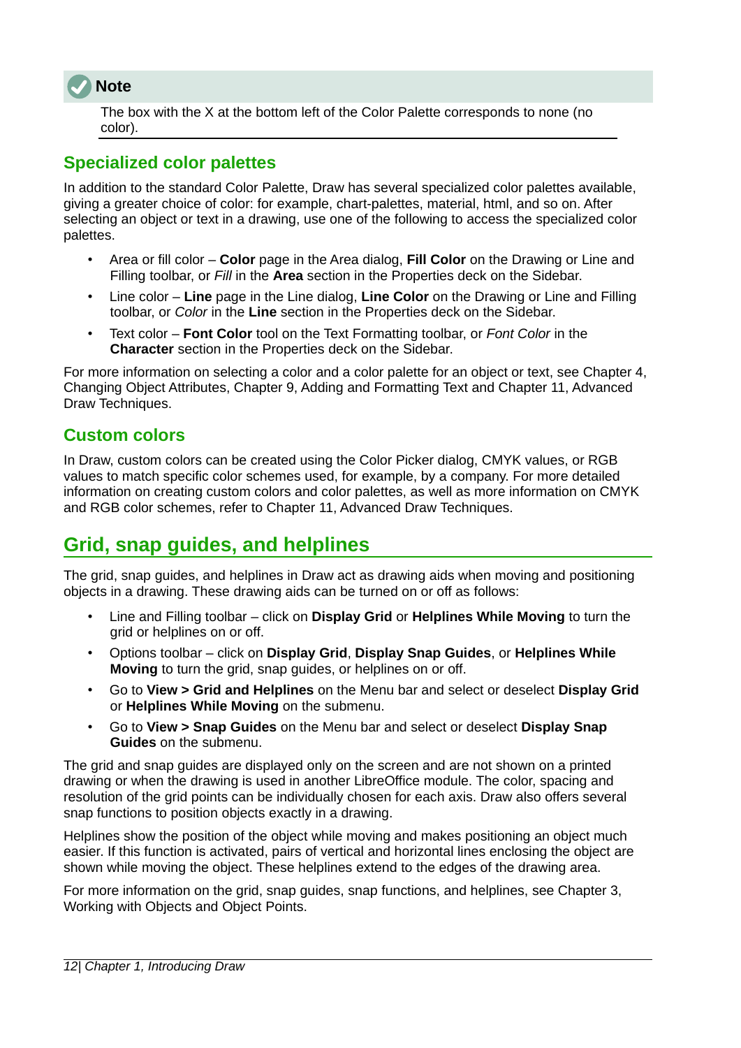**Note**

The box with the X at the bottom left of the Color Palette corresponds to none (no color).

### Specialized color palettes

In addition to the standard Color Palette, Draw has several specialized color palettes available, giving a greater choice of color: for example, chart-palettes, material, html, and so on. After selecting an object or text in a drawing, use one of the following to access the specialized color palettes.

- Area or fill color – **Color** page in the Area dialog, **Fill Color** on the Drawing or Line and Filling toolbar, or *Fill* in the **Area** section in the Properties deck on the Sidebar.
- Line color – **Line** page in the Line dialog, **Line Color** on the Drawing or Line and Filling toolbar, or *Color* in the **Line** section in the Properties deck on the Sidebar.
- Text color – **Font Color** tool on the Text Formatting toolbar, or *Font Color* in the **Character** section in the Properties deck on the Sidebar.

For more information on selecting a color and a color palette for an object or text, see Chapter 4, Changing Object Attributes, Chapter 9, Adding and Formatting Text and Chapter 11, Advanced Draw Techniques.

### Custom colors

In Draw, custom colors can be created using the Color Picker dialog, CMYK values, or RGB values to match specific color schemes used, for example, by a company. For more detailed information on creating custom colors and color palettes, as well as more information on CMYK and RGB color schemes, refer to Chapter 11, Advanced Draw Techniques.

## Grid, snap guides, and helplines

The grid, snap guides, and helplines in Draw act as drawing aids when moving and positioning objects in a drawing. These drawing aids can be turned on or off as follows:

- Line and Filling toolbar – click on **Display Grid** or **Helplines While Moving** to turn the grid or helplines on or off.
- Options toolbar – click on **Display Grid**, **Display Snap Guides**, or **Helplines While Moving** to turn the grid, snap guides, or helplines on or off.
- Go to **View > Grid and Helplines** on the Menu bar and select or deselect **Display Grid** or **Helplines While Moving** on the submenu.
- Go to **View > Snap Guides** on the Menu bar and select or deselect **Display Snap Guides** on the submenu.

The grid and snap guides are displayed only on the screen and are not shown on a printed drawing or when the drawing is used in another LibreOffice module. The color, spacing and resolution of the grid points can be individually chosen for each axis. Draw also offers several snap functions to position objects exactly in a drawing.

Helplines show the position of the object while moving and makes positioning an object much easier. If this function is activated, pairs of vertical and horizontal lines enclosing the object are shown while moving the object. These helplines extend to the edges of the drawing area.

For more information on the grid, snap guides, snap functions, and helplines, see Chapter 3, Working with Objects and Object Points.